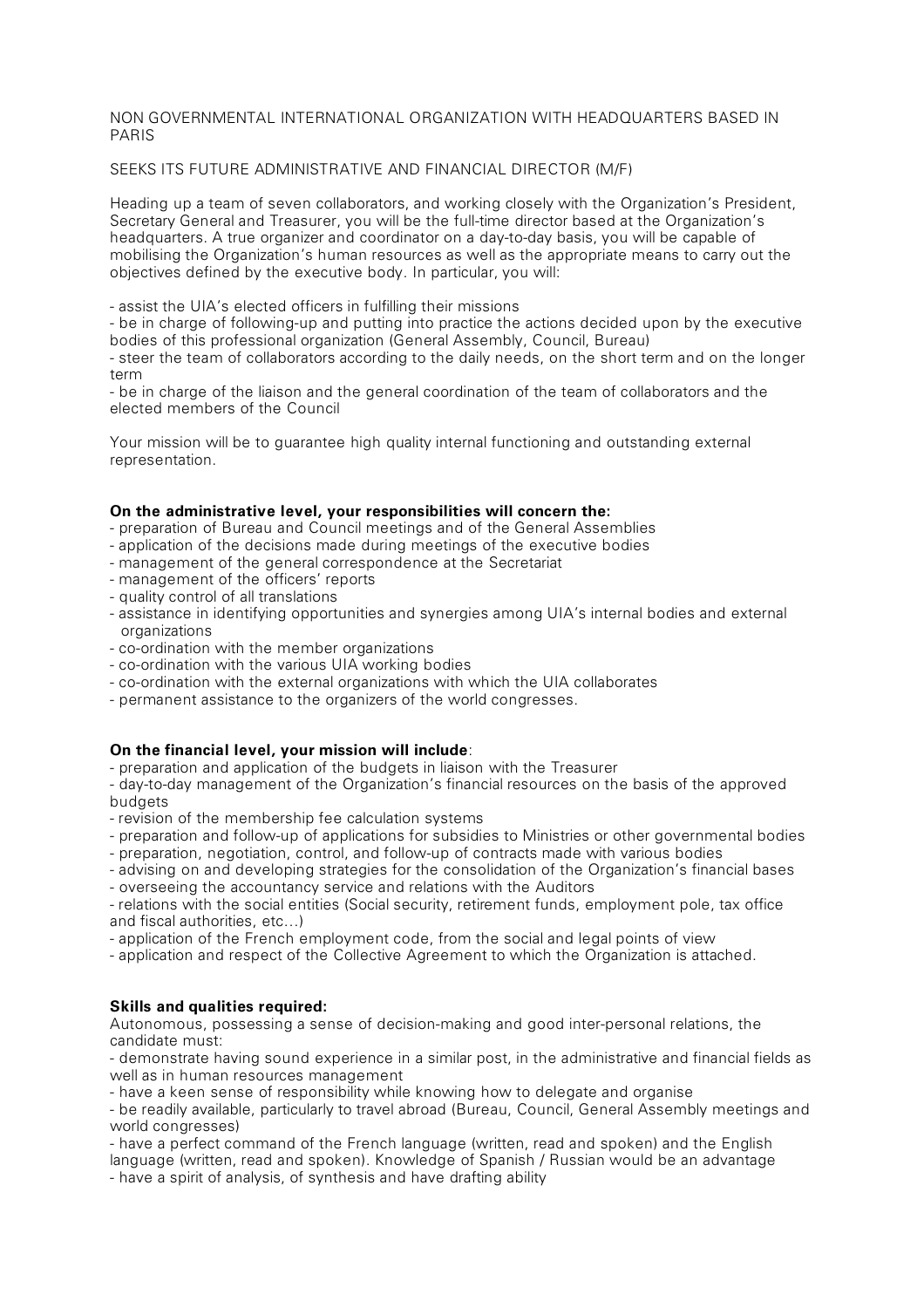NON GOVERNMENTAL INTERNATIONAL ORGANIZATION WITH HEADQUARTERS BASED IN PARIS

SEEKS ITS FUTURE ADMINISTRATIVE AND FINANCIAL DIRECTOR (M/F)

Heading up a team of seven collaborators, and working closely with the Organization's President, Secretary General and Treasurer, you will be the full-time director based at the Organization's headquarters. A true organizer and coordinator on a day-to-day basis, you will be capable of mobilising the Organization's human resources as well as the appropriate means to carry out the objectives defined by the executive body. In particular, you will:

- assist the UIA's elected officers in fulfilling their missions
- be in charge of following-up and putting into practice the actions decided upon by the executive bodies of this professional organization (General Assembly, Council, Bureau)
- steer the team of collaborators according to the daily needs, on the short term and on the longer term
- be in charge of the liaison and the general coordination of the team of collaborators and the elected members of the Council

Your mission will be to guarantee high quality internal functioning and outstanding external representation.

**On the administrative level, your responsibilities will concern the:**

- preparation of Bureau and Council meetings and of the General Assemblies
- application of the decisions made during meetings of the executive bodies
- management of the general correspondence at the Secretariat
- management of the officers' reports
- quality control of all translations
- assistance in identifying opportunities and synergies among UIA's internal bodies and external organizations
- co-ordination with the member organizations
- co-ordination with the various UIA working bodies
- co-ordination with the external organizations with which the UIA collaborates
- permanent assistance to the organizers of the world congresses.

**On the financial level, your mission will include**:

- preparation and application of the budgets in liaison with the Treasurer
- day-to-day management of the Organization's financial resources on the basis of the approved budgets
- revision of the membership fee calculation systems
- preparation and follow-up of applications for subsidies to Ministries or other governmental bodies
- preparation, negotiation, control, and follow-up of contracts made with various bodies
- advising on and developing strategies for the consolidation of the Organization's financial bases
- overseeing the accountancy service and relations with the Auditors
- relations with the social entities (Social security, retirement funds, employment pole, tax office and fiscal authorities, etc…)
- application of the French employment code, from the social and legal points of view
- application and respect of the Collective Agreement to which the Organization is attached.

**Skills and qualities required:**

Autonomous, possessing a sense of decision-making and good inter-personal relations, the candidate must:

- demonstrate having sound experience in a similar post, in the administrative and financial fields as well as in human resources management
- have a keen sense of responsibility while knowing how to delegate and organise
- be readily available, particularly to travel abroad (Bureau, Council, General Assembly meetings and world congresses)
- have a perfect command of the French language (written, read and spoken) and the English language (written, read and spoken). Knowledge of Spanish / Russian would be an advantage
- have a spirit of analysis, of synthesis and have drafting ability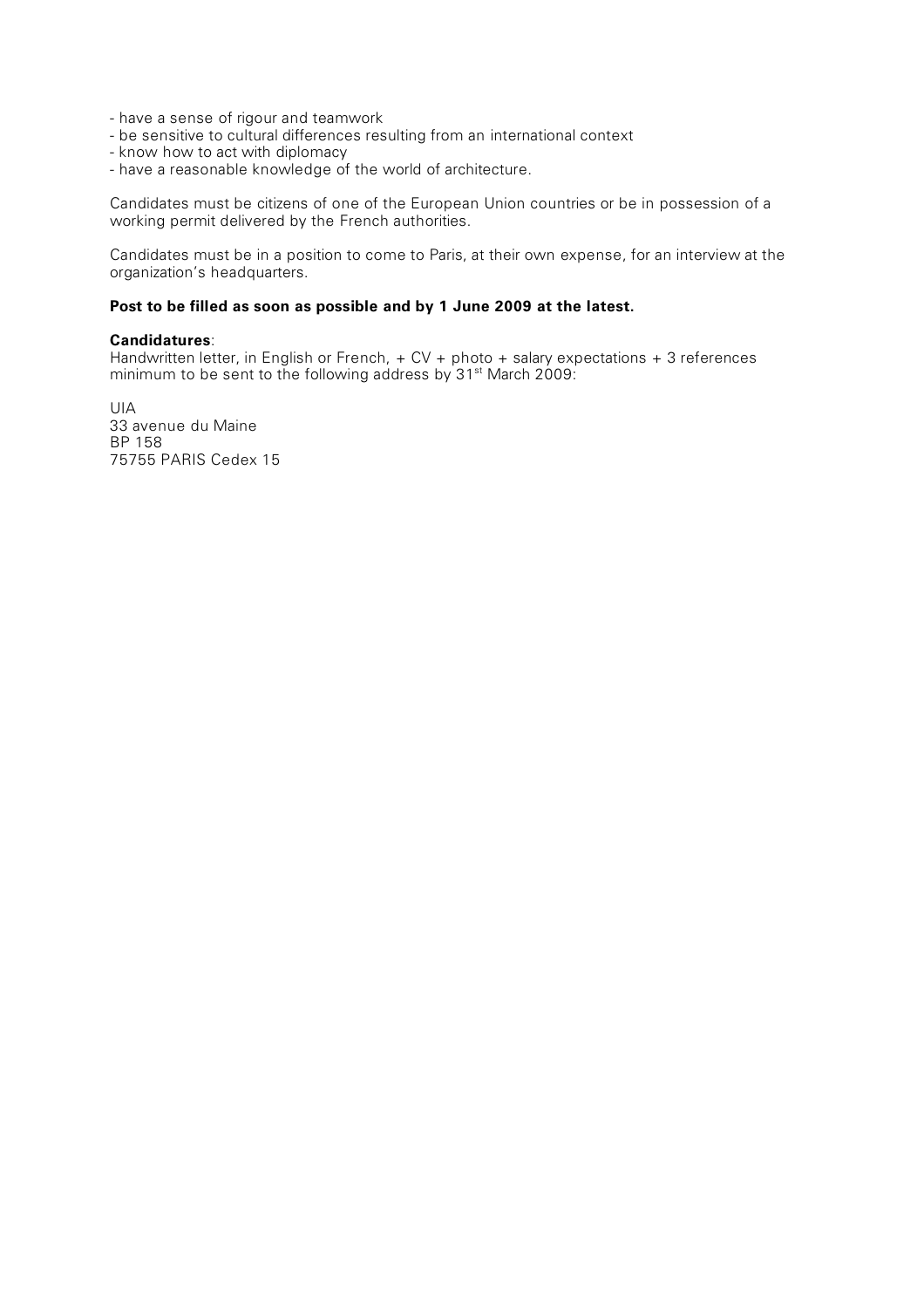- have a sense of rigour and teamwork
- be sensitive to cultural differences resulting from an international context
- know how to act with diplomacy
- have a reasonable knowledge of the world of architecture.

Candidates must be citizens of one of the European Union countries or be in possession of a working permit delivered by the French authorities.

Candidates must be in a position to come to Paris, at their own expense, for an interview at the organization's headquarters.

**Post to be filled as soon as possible and by 1 June 2009 at the latest.**

**Candidatures**:
Handwritten letter, in English or French, + CV + photo + salary expectations + 3 references minimum to be sent to the following address by 31st March 2009:

UIA
33 avenue du Maine
BP 158
75755 PARIS Cedex 15